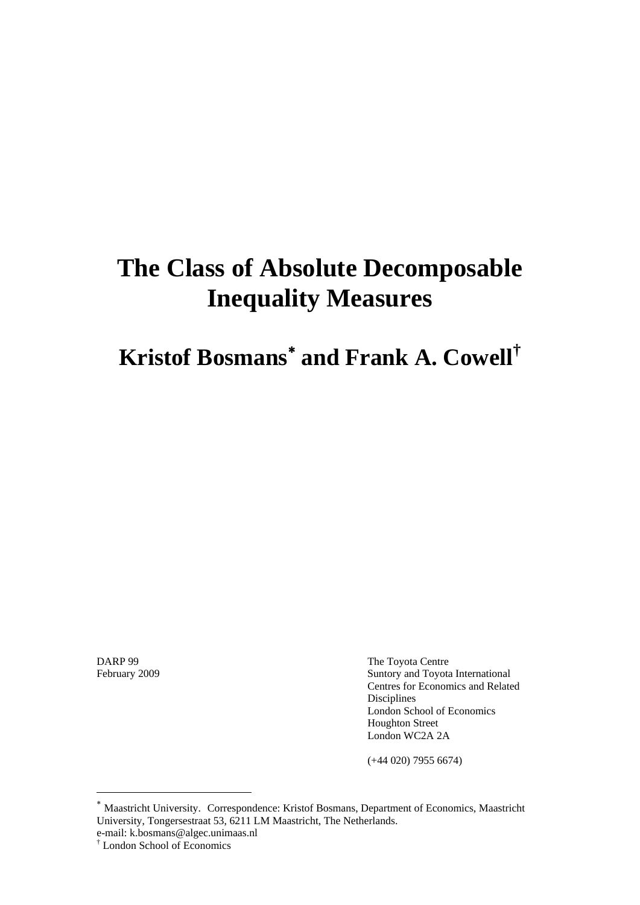# The Class of Absolute Decomposable Inequality Measures

## Kristof Bosmans[*] and Frank A. Cowell[†]

DARP 99
February 2009

The Toyota Centre
Suntory and Toyota International Centres for Economics and Related Disciplines
London School of Economics
Houghton Street
London WC2A 2A

(+44 020) 7955 6674)

[*] Maastricht University. Correspondence: Kristof Bosmans, Department of Economics, Maastricht University, Tongersestraat 53, 6211 LM Maastricht, The Netherlands.
e-mail: k.bosmans@algec.unimaas.nl

[†] London School of Economics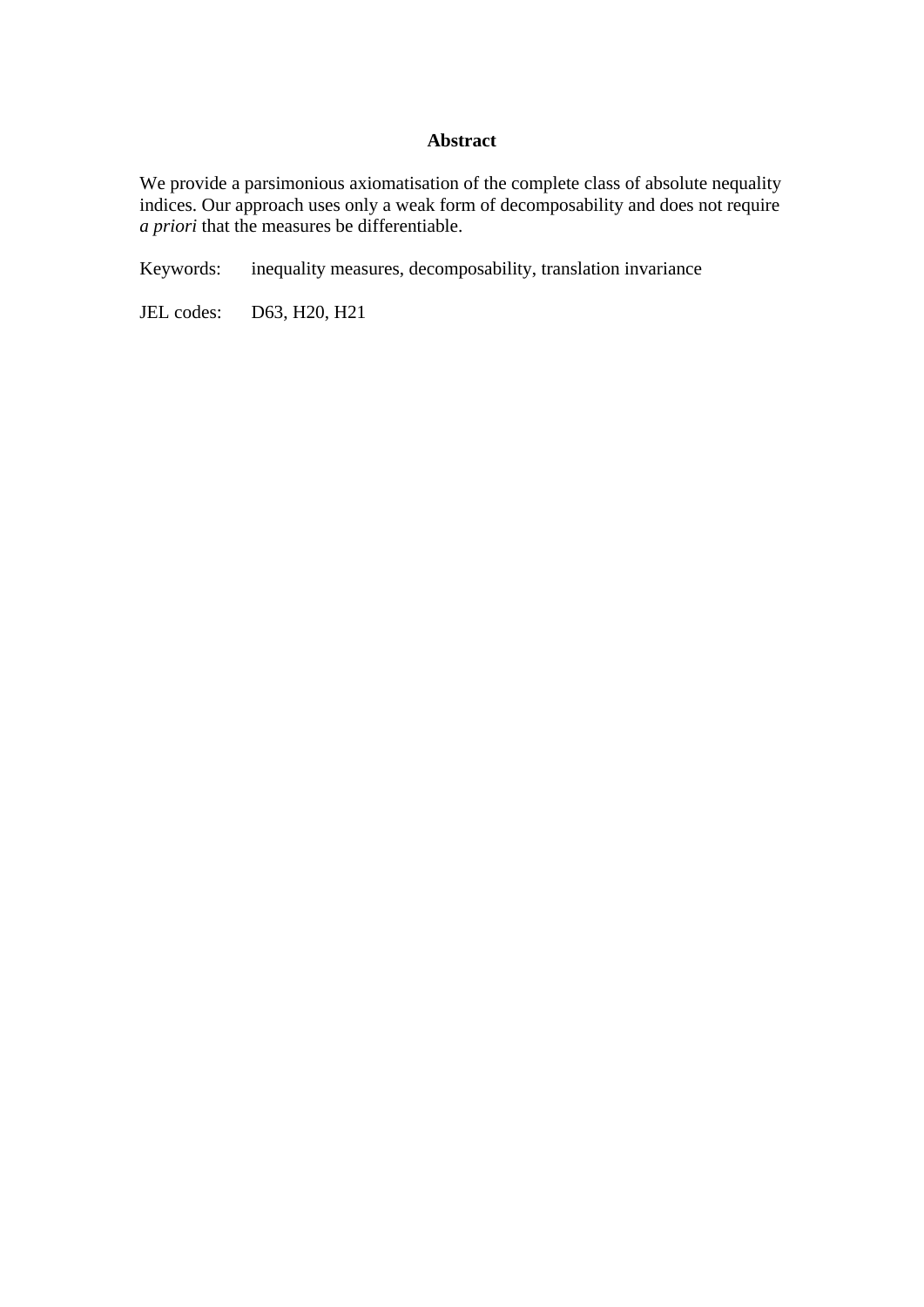**Abstract**

We provide a parsimonious axiomatisation of the complete class of absolute nequality indices. Our approach uses only a weak form of decomposability and does not require *a priori* that the measures be differentiable.

Keywords: inequality measures, decomposability, translation invariance

JEL codes: D63, H20, H21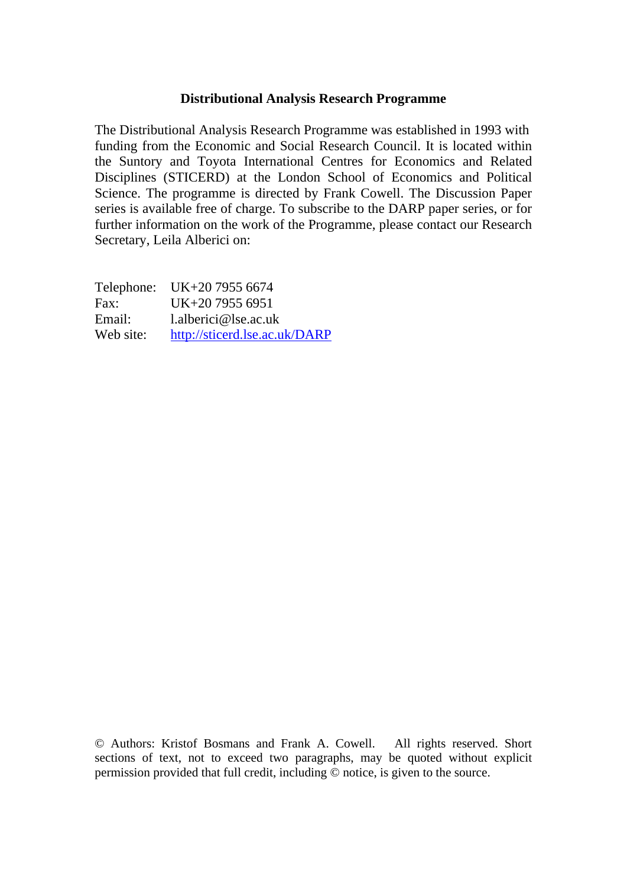**Distributional Analysis Research Programme**

The Distributional Analysis Research Programme was established in 1993 with funding from the Economic and Social Research Council. It is located within the Suntory and Toyota International Centres for Economics and Related Disciplines (STICERD) at the London School of Economics and Political Science. The programme is directed by Frank Cowell. The Discussion Paper series is available free of charge. To subscribe to the DARP paper series, or for further information on the work of the Programme, please contact our Research Secretary, Leila Alberici on:

| | |
|---|---|
| Telephone: | UK+20 7955 6674 |
| Fax: | UK+20 7955 6951 |
| Email: | l.alberici@lse.ac.uk |
| Web site: | http://sticerd.lse.ac.uk/DARP |

© Authors: Kristof Bosmans and Frank A. Cowell. All rights reserved. Short sections of text, not to exceed two paragraphs, may be quoted without explicit permission provided that full credit, including © notice, is given to the source.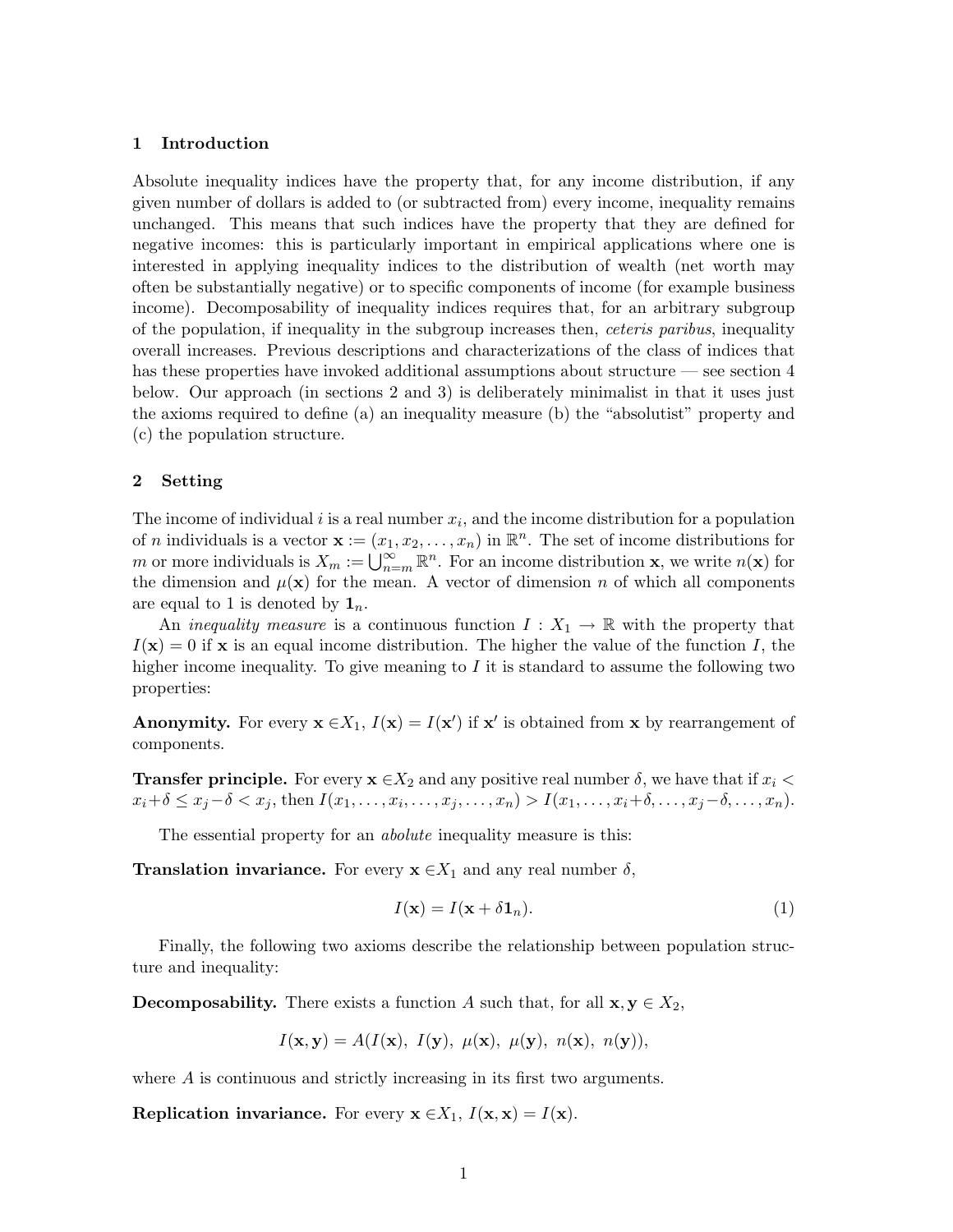## 1 Introduction

Absolute inequality indices have the property that, for any income distribution, if any given number of dollars is added to (or subtracted from) every income, inequality remains unchanged. This means that such indices have the property that they are defined for negative incomes: this is particularly important in empirical applications where one is interested in applying inequality indices to the distribution of wealth (net worth may often be substantially negative) or to specific components of income (for example business income). Decomposability of inequality indices requires that, for an arbitrary subgroup of the population, if inequality in the subgroup increases then, *ceteris paribus*, inequality overall increases. Previous descriptions and characterizations of the class of indices that has these properties have invoked additional assumptions about structure — see section 4 below. Our approach (in sections 2 and 3) is deliberately minimalist in that it uses just the axioms required to define (a) an inequality measure (b) the "absolutist" property and (c) the population structure.

## 2 Setting

The income of individual $i$ is a real number $x_i$, and the income distribution for a population of $n$ individuals is a vector $\mathbf{x} := (x_1, x_2, \ldots, x_n)$ in $\mathbb{R}^n$. The set of income distributions for $m$ or more individuals is $X_m := \bigcup_{n=m}^{\infty} \mathbb{R}^n$. For an income distribution $\mathbf{x}$, we write $n(\mathbf{x})$ for the dimension and $\mu(\mathbf{x})$ for the mean. A vector of dimension $n$ of which all components are equal to 1 is denoted by $\mathbf{1}_n$.

An *inequality measure* is a continuous function $I : X_1 \to \mathbb{R}$ with the property that $I(\mathbf{x}) = 0$ if $\mathbf{x}$ is an equal income distribution. The higher the value of the function $I$, the higher income inequality. To give meaning to $I$ it is standard to assume the following two properties:

**Anonymity.** For every $\mathbf{x} \in X_1$, $I(\mathbf{x}) = I(\mathbf{x}')$ if $\mathbf{x}'$ is obtained from $\mathbf{x}$ by rearrangement of components.

**Transfer principle.** For every $\mathbf{x} \in X_2$ and any positive real number $\delta$, we have that if $x_i < x_i + \delta \leq x_j - \delta < x_j$, then $I(x_1, \ldots, x_i, \ldots, x_j, \ldots, x_n) > I(x_1, \ldots, x_i + \delta, \ldots, x_j - \delta, \ldots, x_n)$.

The essential property for an *abolute* inequality measure is this:

**Translation invariance.** For every $\mathbf{x} \in X_1$ and any real number $\delta$,

$$I(\mathbf{x}) = I(\mathbf{x} + \delta \mathbf{1}_n). \tag{1}$$

Finally, the following two axioms describe the relationship between population structure and inequality:

**Decomposability.** There exists a function $A$ such that, for all $\mathbf{x}, \mathbf{y} \in X_2$,

$$I(\mathbf{x}, \mathbf{y}) = A(I(\mathbf{x}),\ I(\mathbf{y}),\ \mu(\mathbf{x}),\ \mu(\mathbf{y}),\ n(\mathbf{x}),\ n(\mathbf{y})),$$

where $A$ is continuous and strictly increasing in its first two arguments.

**Replication invariance.** For every $\mathbf{x} \in X_1$, $I(\mathbf{x}, \mathbf{x}) = I(\mathbf{x})$.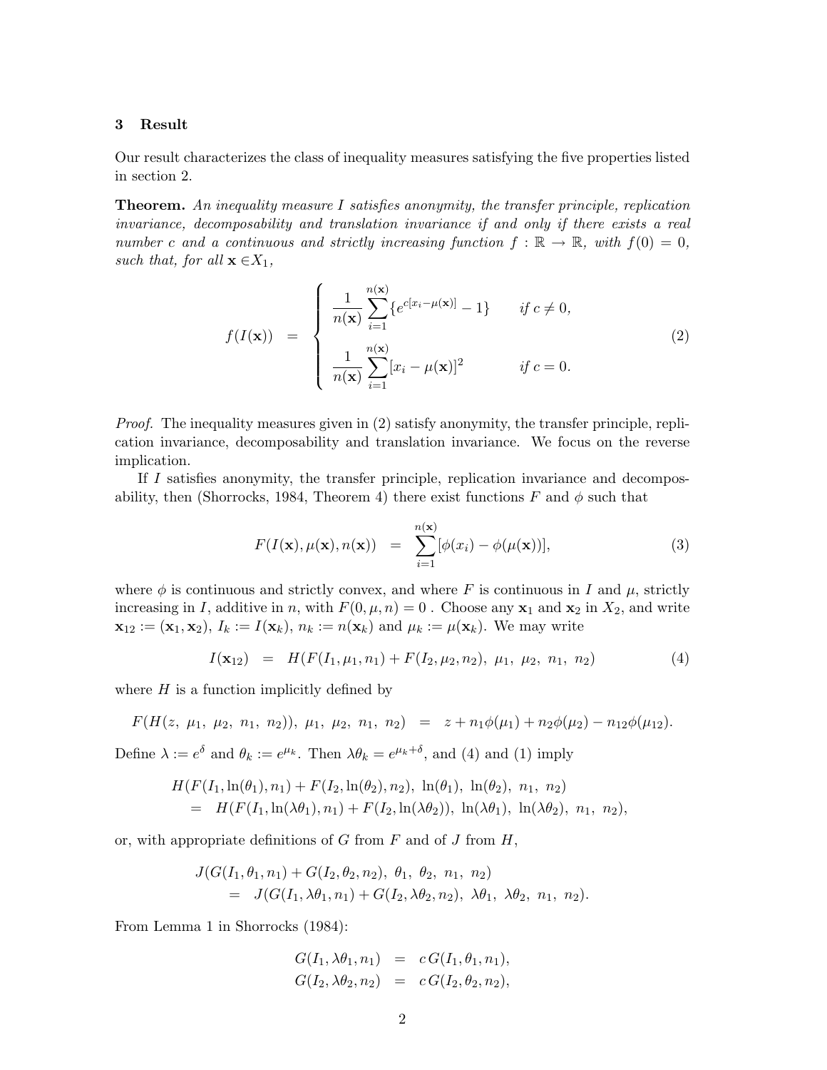## 3 Result

Our result characterizes the class of inequality measures satisfying the five properties listed in section 2.

**Theorem.** *An inequality measure $I$ satisfies anonymity, the transfer principle, replication invariance, decomposability and translation invariance if and only if there exists a real number $c$ and a continuous and strictly increasing function $f : \mathbb{R} \to \mathbb{R}$, with $f(0) = 0$, such that, for all $\mathbf{x} \in X_1$,*

$$f(I(\mathbf{x})) = \begin{cases} \dfrac{1}{n(\mathbf{x})} \displaystyle\sum_{i=1}^{n(\mathbf{x})} \{e^{c[x_i - \mu(\mathbf{x})]} - 1\} & \text{if } c \neq 0, \\ \dfrac{1}{n(\mathbf{x})} \displaystyle\sum_{i=1}^{n(\mathbf{x})} [x_i - \mu(\mathbf{x})]^2 & \text{if } c = 0. \end{cases} \tag{2}$$

*Proof.* The inequality measures given in (2) satisfy anonymity, the transfer principle, replication invariance, decomposability and translation invariance. We focus on the reverse implication.

If $I$ satisfies anonymity, the transfer principle, replication invariance and decomposability, then (Shorrocks, 1984, Theorem 4) there exist functions $F$ and $\phi$ such that

$$F(I(\mathbf{x}), \mu(\mathbf{x}), n(\mathbf{x})) = \sum_{i=1}^{n(\mathbf{x})} [\phi(x_i) - \phi(\mu(\mathbf{x}))], \tag{3}$$

where $\phi$ is continuous and strictly convex, and where $F$ is continuous in $I$ and $\mu$, strictly increasing in $I$, additive in $n$, with $F(0, \mu, n) = 0$ . Choose any $\mathbf{x}_1$ and $\mathbf{x}_2$ in $X_2$, and write $\mathbf{x}_{12} := (\mathbf{x}_1, \mathbf{x}_2)$, $I_k := I(\mathbf{x}_k)$, $n_k := n(\mathbf{x}_k)$ and $\mu_k := \mu(\mathbf{x}_k)$. We may write

$$I(\mathbf{x}_{12}) = H(F(I_1, \mu_1, n_1) + F(I_2, \mu_2, n_2),\ \mu_1,\ \mu_2,\ n_1,\ n_2) \tag{4}$$

where $H$ is a function implicitly defined by

$$F(H(z,\ \mu_1,\ \mu_2,\ n_1,\ n_2)),\ \mu_1,\ \mu_2,\ n_1,\ n_2) = z + n_1\phi(\mu_1) + n_2\phi(\mu_2) - n_{12}\phi(\mu_{12}).$$

Define $\lambda := e^{\delta}$ and $\theta_k := e^{\mu_k}$. Then $\lambda\theta_k = e^{\mu_k + \delta}$, and (4) and (1) imply

$$\begin{aligned} &H(F(I_1, \ln(\theta_1), n_1) + F(I_2, \ln(\theta_2), n_2),\ \ln(\theta_1),\ \ln(\theta_2),\ n_1,\ n_2) \\ &\quad = H(F(I_1, \ln(\lambda\theta_1), n_1) + F(I_2, \ln(\lambda\theta_2)),\ \ln(\lambda\theta_1),\ \ln(\lambda\theta_2),\ n_1,\ n_2), \end{aligned}$$

or, with appropriate definitions of $G$ from $F$ and of $J$ from $H$,

$$\begin{aligned} &J(G(I_1, \theta_1, n_1) + G(I_2, \theta_2, n_2),\ \theta_1,\ \theta_2,\ n_1,\ n_2) \\ &\quad = J(G(I_1, \lambda\theta_1, n_1) + G(I_2, \lambda\theta_2, n_2),\ \lambda\theta_1,\ \lambda\theta_2,\ n_1,\ n_2). \end{aligned}$$

From Lemma 1 in Shorrocks (1984):

$$\begin{aligned} G(I_1, \lambda\theta_1, n_1) &= c\,G(I_1, \theta_1, n_1), \\ G(I_2, \lambda\theta_2, n_2) &= c\,G(I_2, \theta_2, n_2), \end{aligned}$$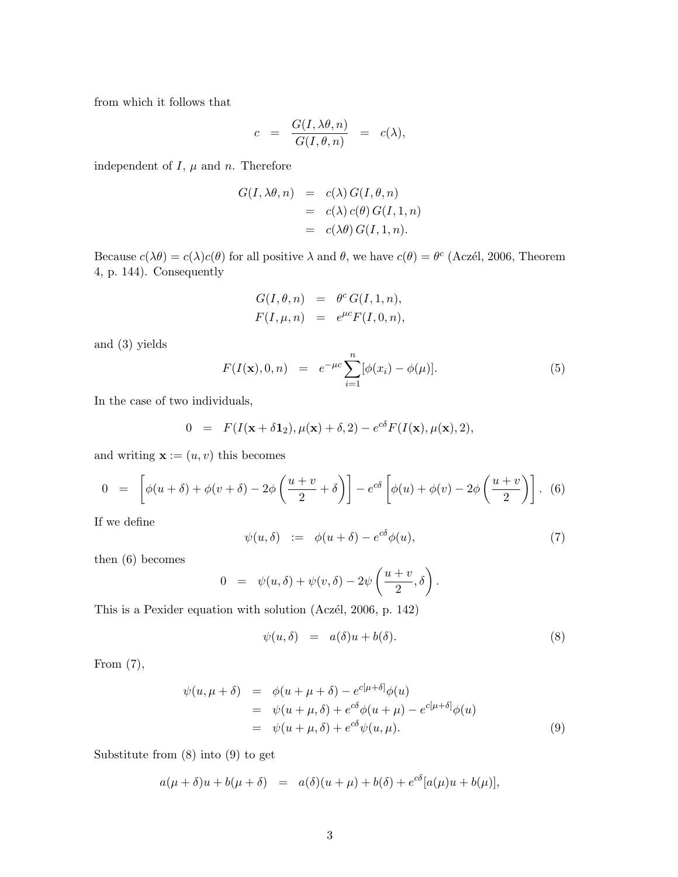from which it follows that

$$c \quad = \quad \frac{G(I, \lambda\theta, n)}{G(I, \theta, n)} \quad = \quad c(\lambda),$$

independent of $I$, $\mu$ and $n$. Therefore

$$\begin{aligned} G(I, \lambda\theta, n) &= c(\lambda)\, G(I, \theta, n) \\ &= c(\lambda)\, c(\theta)\, G(I, 1, n) \\ &= c(\lambda\theta)\, G(I, 1, n). \end{aligned}$$

Because $c(\lambda\theta) = c(\lambda)c(\theta)$ for all positive $\lambda$ and $\theta$, we have $c(\theta) = \theta^c$ (Aczél, 2006, Theorem 4, p. 144). Consequently

$$\begin{aligned} G(I, \theta, n) &= \theta^c\, G(I, 1, n), \\ F(I, \mu, n) &= e^{\mu c} F(I, 0, n), \end{aligned}$$

and (3) yields

$$F(I(\mathbf{x}), 0, n) \quad = \quad e^{-\mu c} \sum_{i=1}^{n} [\phi(x_i) - \phi(\mu)]. \tag{5}$$

In the case of two individuals,

$$0 \quad = \quad F(I(\mathbf{x} + \delta \mathbf{1}_2), \mu(\mathbf{x}) + \delta, 2) - e^{c\delta} F(I(\mathbf{x}), \mu(\mathbf{x}), 2),$$

and writing $\mathbf{x} := (u, v)$ this becomes

$$0 \quad = \quad \left[\phi(u+\delta) + \phi(v+\delta) - 2\phi\left(\frac{u+v}{2} + \delta\right)\right] - e^{c\delta}\left[\phi(u) + \phi(v) - 2\phi\left(\frac{u+v}{2}\right)\right]. \tag{6}$$

If we define

$$\psi(u, \delta) \quad := \quad \phi(u + \delta) - e^{c\delta}\phi(u), \tag{7}$$

then (6) becomes

$$0 \quad = \quad \psi(u, \delta) + \psi(v, \delta) - 2\psi\left(\frac{u+v}{2}, \delta\right).$$

This is a Pexider equation with solution (Aczél, 2006, p. 142)

$$\psi(u, \delta) \quad = \quad a(\delta)u + b(\delta). \tag{8}$$

From (7),

$$\begin{aligned} \psi(u, \mu + \delta) &= \phi(u + \mu + \delta) - e^{c[\mu+\delta]}\phi(u) \\ &= \psi(u + \mu, \delta) + e^{c\delta}\phi(u + \mu) - e^{c[\mu+\delta]}\phi(u) \\ &= \psi(u + \mu, \delta) + e^{c\delta}\psi(u, \mu). \end{aligned} \tag{9}$$

Substitute from (8) into (9) to get

$$a(\mu + \delta)u + b(\mu + \delta) \quad = \quad a(\delta)(u + \mu) + b(\delta) + e^{c\delta}[a(\mu)u + b(\mu)],$$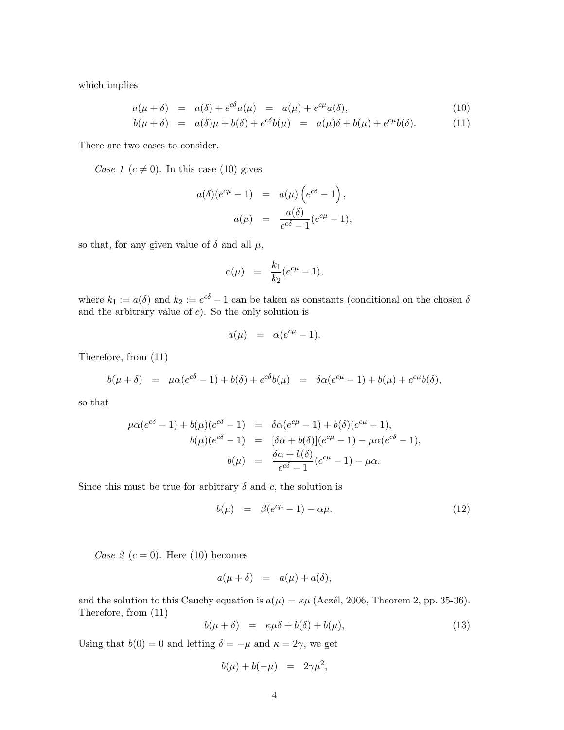which implies

$$
\begin{aligned}
a(\mu+\delta) &= a(\delta)+e^{c\delta}a(\mu) = a(\mu)+e^{c\mu}a(\delta), &(10)\\
b(\mu+\delta) &= a(\delta)\mu+b(\delta)+e^{c\delta}b(\mu) = a(\mu)\delta+b(\mu)+e^{c\mu}b(\delta). &(11)
\end{aligned}
$$

There are two cases to consider.

*Case 1* ($c \neq 0$). In this case (10) gives

$$
\begin{aligned}
a(\delta)(e^{c\mu}-1) &= a(\mu)\left(e^{c\delta}-1\right),\\
a(\mu) &= \frac{a(\delta)}{e^{c\delta}-1}(e^{c\mu}-1),
\end{aligned}
$$

so that, for any given value of $\delta$ and all $\mu$,

$$
a(\mu) = \frac{k_1}{k_2}(e^{c\mu}-1),
$$

where $k_1 := a(\delta)$ and $k_2 := e^{c\delta}-1$ can be taken as constants (conditional on the chosen $\delta$ and the arbitrary value of $c$). So the only solution is

$$
a(\mu) = \alpha(e^{c\mu}-1).
$$

Therefore, from (11)

$$
b(\mu+\delta) = \mu\alpha(e^{c\delta}-1)+b(\delta)+e^{c\delta}b(\mu) = \delta\alpha(e^{c\mu}-1)+b(\mu)+e^{c\mu}b(\delta),
$$

so that

$$
\begin{aligned}
\mu\alpha(e^{c\delta}-1)+b(\mu)(e^{c\delta}-1) &= \delta\alpha(e^{c\mu}-1)+b(\delta)(e^{c\mu}-1),\\
b(\mu)(e^{c\delta}-1) &= [\delta\alpha+b(\delta)](e^{c\mu}-1)-\mu\alpha(e^{c\delta}-1),\\
b(\mu) &= \frac{\delta\alpha+b(\delta)}{e^{c\delta}-1}(e^{c\mu}-1)-\mu\alpha.
\end{aligned}
$$

Since this must be true for arbitrary $\delta$ and $c$, the solution is

$$
b(\mu) = \beta(e^{c\mu}-1)-\alpha\mu. \tag{12}
$$

*Case 2* ($c = 0$). Here (10) becomes

$$
a(\mu+\delta) = a(\mu)+a(\delta),
$$

and the solution to this Cauchy equation is $a(\mu) = \kappa\mu$ (Aczél, 2006, Theorem 2, pp. 35-36). Therefore, from (11)

$$
b(\mu+\delta) = \kappa\mu\delta+b(\delta)+b(\mu), \tag{13}
$$

Using that $b(0) = 0$ and letting $\delta = -\mu$ and $\kappa = 2\gamma$, we get

$$
b(\mu)+b(-\mu) = 2\gamma\mu^2,
$$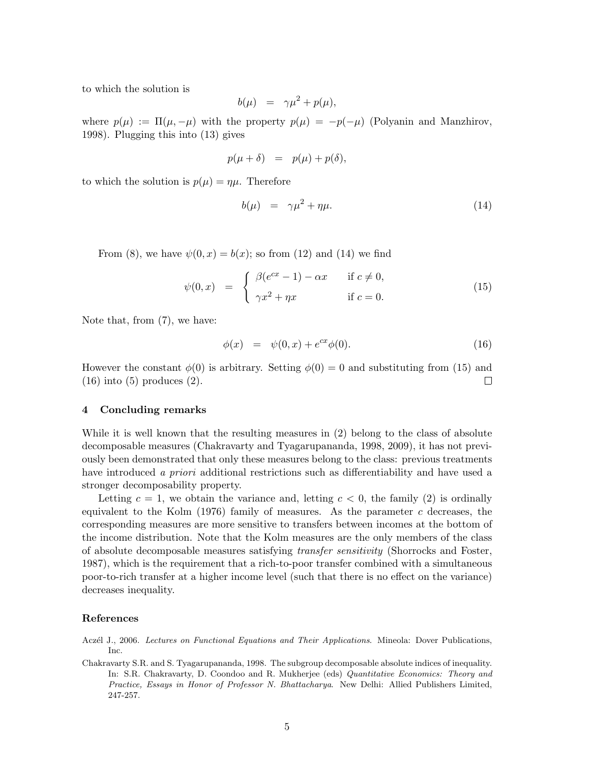to which the solution is

$$b(\mu) \quad = \quad \gamma\mu^2 + p(\mu),$$

where $p(\mu) := \Pi(\mu, -\mu)$ with the property $p(\mu) = -p(-\mu)$ (Polyanin and Manzhirov, 1998). Plugging this into (13) gives

$$p(\mu + \delta) \quad = \quad p(\mu) + p(\delta),$$

to which the solution is $p(\mu) = \eta\mu$. Therefore

$$b(\mu) \quad = \quad \gamma\mu^2 + \eta\mu. \tag{14}$$

From (8), we have $\psi(0, x) = b(x)$; so from (12) and (14) we find

$$\psi(0, x) \quad = \quad \begin{cases} \beta(e^{cx} - 1) - \alpha x & \text{if } c \neq 0, \\ \gamma x^2 + \eta x & \text{if } c = 0. \end{cases} \tag{15}$$

Note that, from (7), we have:

$$\phi(x) \quad = \quad \psi(0, x) + e^{cx}\phi(0). \tag{16}$$

However the constant $\phi(0)$ is arbitrary. Setting $\phi(0) = 0$ and substituting from (15) and (16) into (5) produces (2). □

## 4 Concluding remarks

While it is well known that the resulting measures in (2) belong to the class of absolute decomposable measures (Chakravarty and Tyagarupananda, 1998, 2009), it has not previously been demonstrated that only these measures belong to the class: previous treatments have introduced *a priori* additional restrictions such as differentiability and have used a stronger decomposability property.

Letting $c = 1$, we obtain the variance and, letting $c < 0$, the family (2) is ordinally equivalent to the Kolm (1976) family of measures. As the parameter $c$ decreases, the corresponding measures are more sensitive to transfers between incomes at the bottom of the income distribution. Note that the Kolm measures are the only members of the class of absolute decomposable measures satisfying *transfer sensitivity* (Shorrocks and Foster, 1987), which is the requirement that a rich-to-poor transfer combined with a simultaneous poor-to-rich transfer at a higher income level (such that there is no effect on the variance) decreases inequality.

## References

Aczél J., 2006. *Lectures on Functional Equations and Their Applications*. Mineola: Dover Publications, Inc.

Chakravarty S.R. and S. Tyagarupananda, 1998. The subgroup decomposable absolute indices of inequality. In: S.R. Chakravarty, D. Coondoo and R. Mukherjee (eds) *Quantitative Economics: Theory and Practice, Essays in Honor of Professor N. Bhattacharya*. New Delhi: Allied Publishers Limited, 247-257.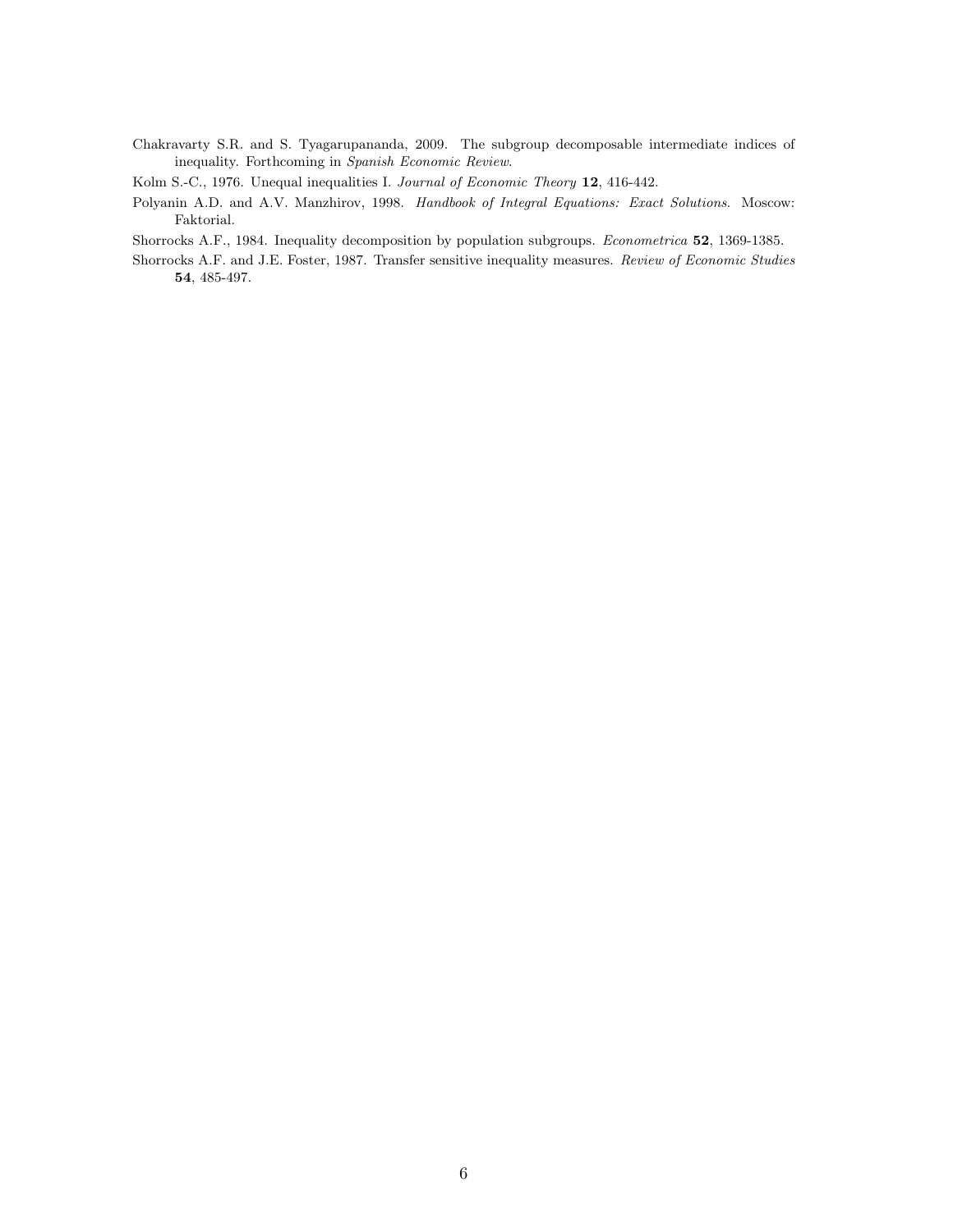Chakravarty S.R. and S. Tyagarupananda, 2009. The subgroup decomposable intermediate indices of inequality. Forthcoming in *Spanish Economic Review*.

Kolm S.-C., 1976. Unequal inequalities I. *Journal of Economic Theory* **12**, 416-442.

Polyanin A.D. and A.V. Manzhirov, 1998. *Handbook of Integral Equations: Exact Solutions*. Moscow: Faktorial.

Shorrocks A.F., 1984. Inequality decomposition by population subgroups. *Econometrica* **52**, 1369-1385.

Shorrocks A.F. and J.E. Foster, 1987. Transfer sensitive inequality measures. *Review of Economic Studies* **54**, 485-497.